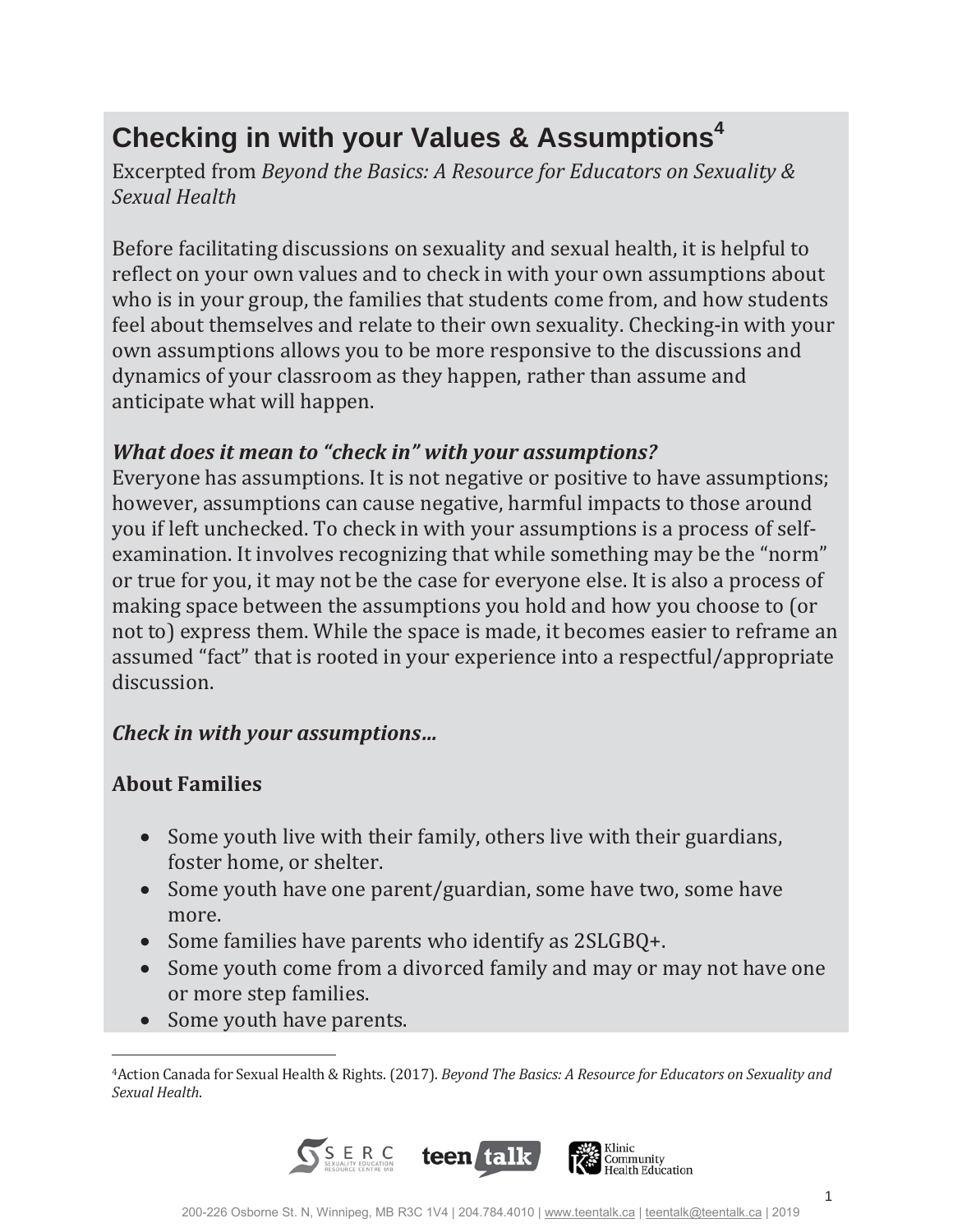# Checking in with your Values & Assumptions[4]

Excerpted from *Beyond the Basics: A Resource for Educators on Sexuality & Sexual Health*

Before facilitating discussions on sexuality and sexual health, it is helpful to reflect on your own values and to check in with your own assumptions about who is in your group, the families that students come from, and how students feel about themselves and relate to their own sexuality. Checking-in with your own assumptions allows you to be more responsive to the discussions and dynamics of your classroom as they happen, rather than assume and anticipate what will happen.

***What does it mean to "check in" with your assumptions?***

Everyone has assumptions. It is not negative or positive to have assumptions; however, assumptions can cause negative, harmful impacts to those around you if left unchecked. To check in with your assumptions is a process of self-examination. It involves recognizing that while something may be the "norm" or true for you, it may not be the case for everyone else. It is also a process of making space between the assumptions you hold and how you choose to (or not to) express them. While the space is made, it becomes easier to reframe an assumed "fact" that is rooted in your experience into a respectful/appropriate discussion.

***Check in with your assumptions…***

**About Families**

- Some youth live with their family, others live with their guardians, foster home, or shelter.
- Some youth have one parent/guardian, some have two, some have more.
- Some families have parents who identify as 2SLGBQ+.
- Some youth come from a divorced family and may or may not have one or more step families.
- Some youth have parents.

[4] Action Canada for Sexual Health & Rights. (2017). *Beyond The Basics: A Resource for Educators on Sexuality and Sexual Health*.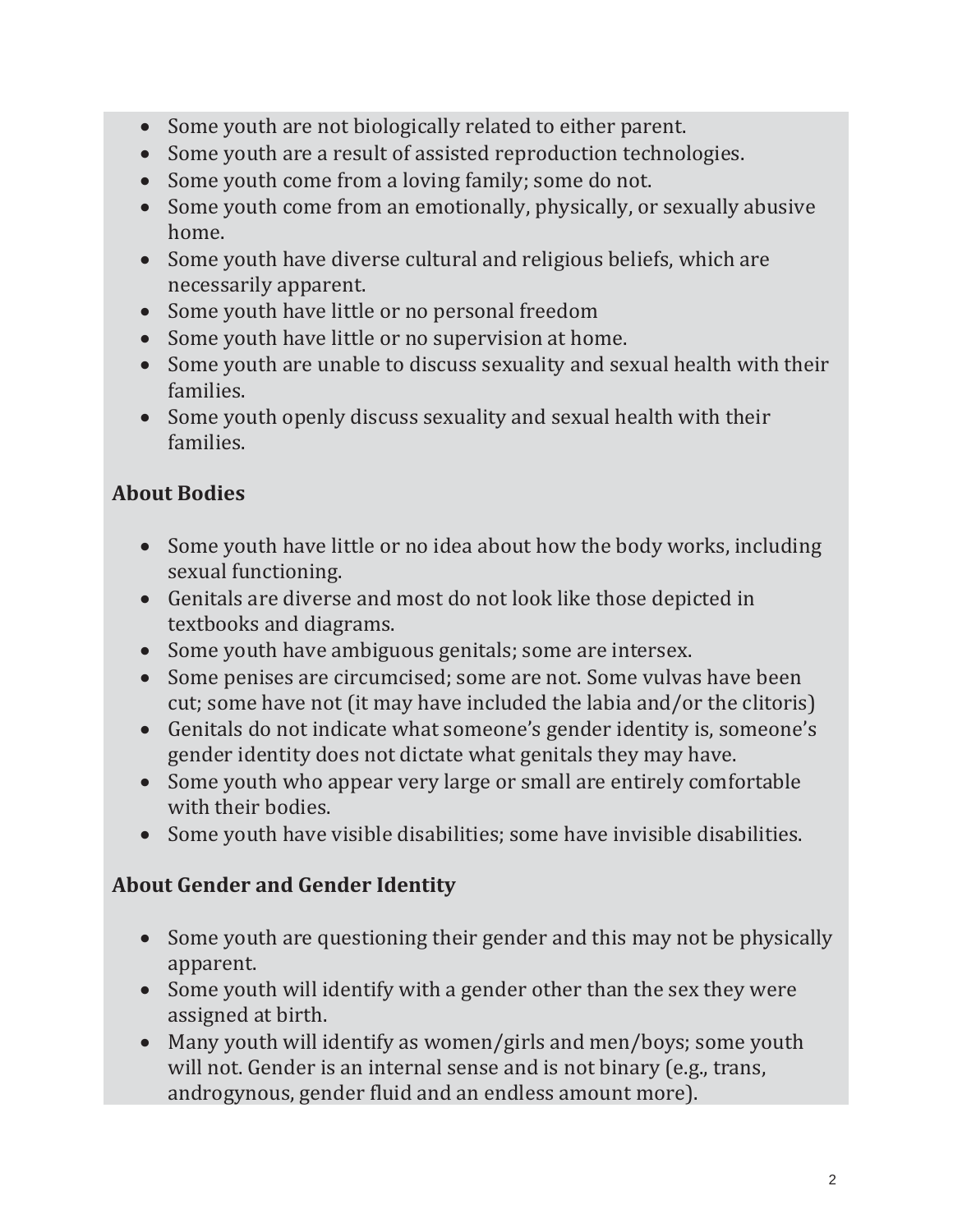- Some youth are not biologically related to either parent.
- Some youth are a result of assisted reproduction technologies.
- Some youth come from a loving family; some do not.
- Some youth come from an emotionally, physically, or sexually abusive home.
- Some youth have diverse cultural and religious beliefs, which are necessarily apparent.
- Some youth have little or no personal freedom
- Some youth have little or no supervision at home.
- Some youth are unable to discuss sexuality and sexual health with their families.
- Some youth openly discuss sexuality and sexual health with their families.

**About Bodies**

- Some youth have little or no idea about how the body works, including sexual functioning.
- Genitals are diverse and most do not look like those depicted in textbooks and diagrams.
- Some youth have ambiguous genitals; some are intersex.
- Some penises are circumcised; some are not. Some vulvas have been cut; some have not (it may have included the labia and/or the clitoris)
- Genitals do not indicate what someone's gender identity is, someone's gender identity does not dictate what genitals they may have.
- Some youth who appear very large or small are entirely comfortable with their bodies.
- Some youth have visible disabilities; some have invisible disabilities.

**About Gender and Gender Identity**

- Some youth are questioning their gender and this may not be physically apparent.
- Some youth will identify with a gender other than the sex they were assigned at birth.
- Many youth will identify as women/girls and men/boys; some youth will not. Gender is an internal sense and is not binary (e.g., trans, androgynous, gender fluid and an endless amount more).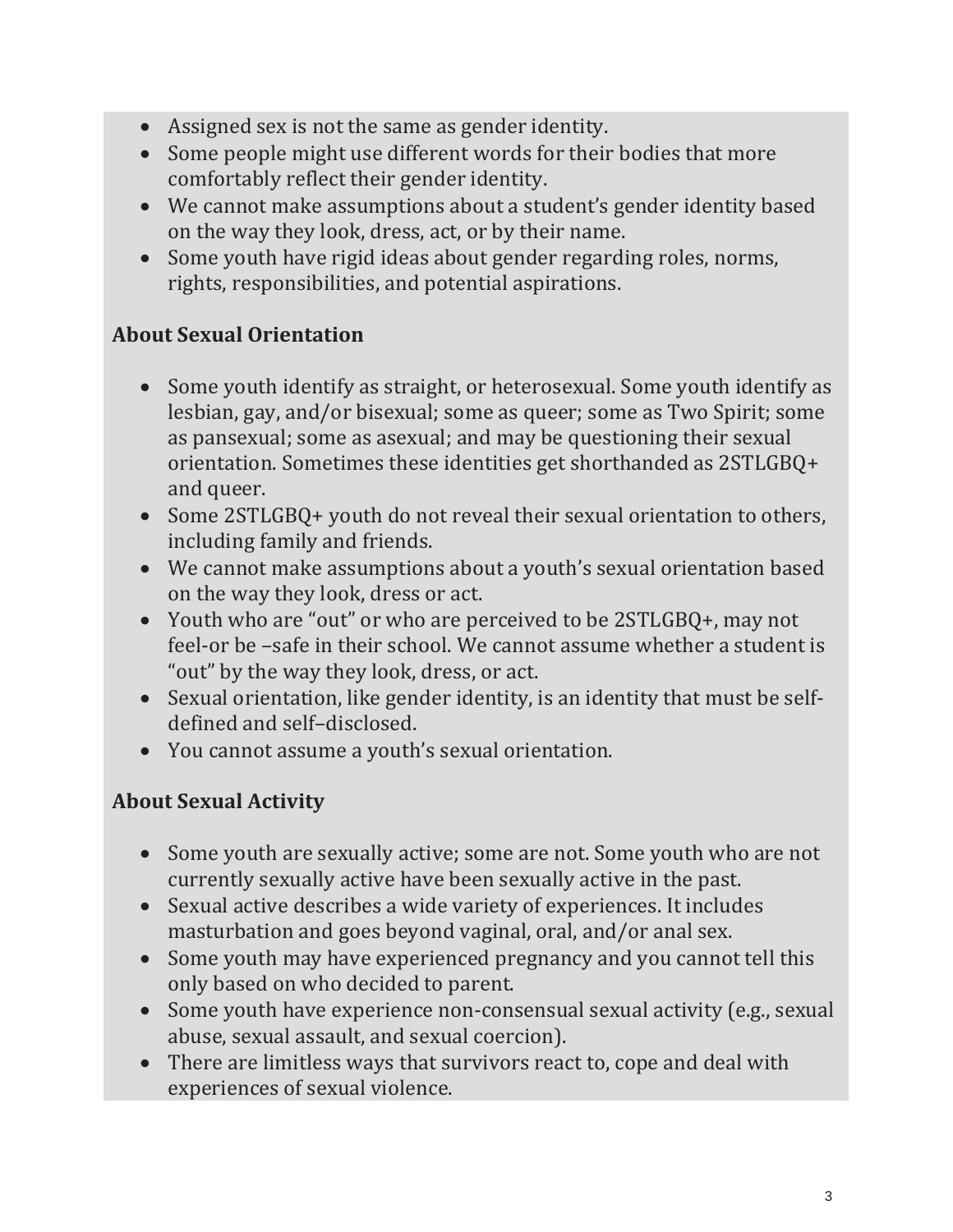- Assigned sex is not the same as gender identity.
- Some people might use different words for their bodies that more comfortably reflect their gender identity.
- We cannot make assumptions about a student's gender identity based on the way they look, dress, act, or by their name.
- Some youth have rigid ideas about gender regarding roles, norms, rights, responsibilities, and potential aspirations.

**About Sexual Orientation**

- Some youth identify as straight, or heterosexual. Some youth identify as lesbian, gay, and/or bisexual; some as queer; some as Two Spirit; some as pansexual; some as asexual; and may be questioning their sexual orientation. Sometimes these identities get shorthanded as 2STLGBQ+ and queer.
- Some 2STLGBQ+ youth do not reveal their sexual orientation to others, including family and friends.
- We cannot make assumptions about a youth's sexual orientation based on the way they look, dress or act.
- Youth who are "out" or who are perceived to be 2STLGBQ+, may not feel-or be –safe in their school. We cannot assume whether a student is "out" by the way they look, dress, or act.
- Sexual orientation, like gender identity, is an identity that must be self-defined and self–disclosed.
- You cannot assume a youth's sexual orientation.

**About Sexual Activity**

- Some youth are sexually active; some are not. Some youth who are not currently sexually active have been sexually active in the past.
- Sexual active describes a wide variety of experiences. It includes masturbation and goes beyond vaginal, oral, and/or anal sex.
- Some youth may have experienced pregnancy and you cannot tell this only based on who decided to parent.
- Some youth have experience non-consensual sexual activity (e.g., sexual abuse, sexual assault, and sexual coercion).
- There are limitless ways that survivors react to, cope and deal with experiences of sexual violence.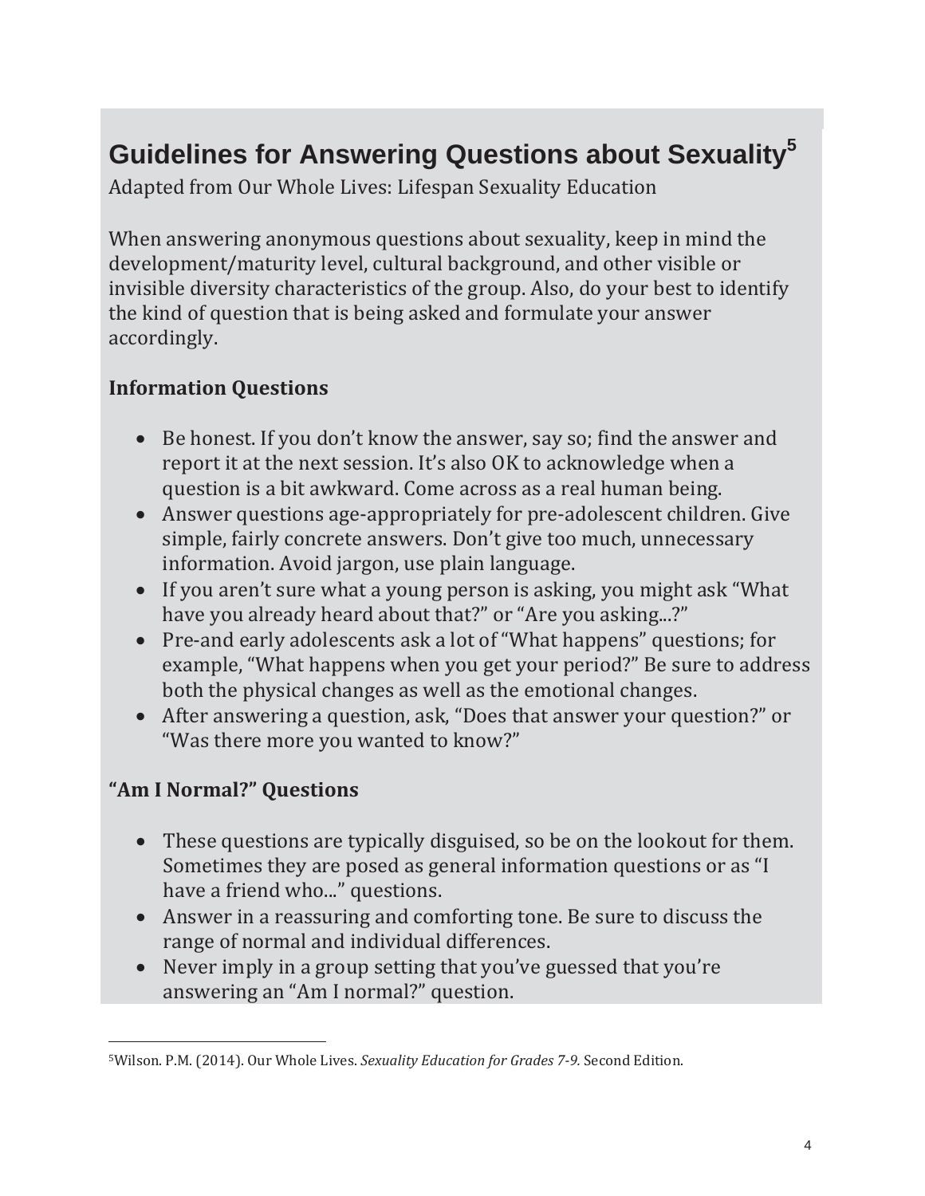## Guidelines for Answering Questions about Sexuality[5]

Adapted from Our Whole Lives: Lifespan Sexuality Education

When answering anonymous questions about sexuality, keep in mind the development/maturity level, cultural background, and other visible or invisible diversity characteristics of the group. Also, do your best to identify the kind of question that is being asked and formulate your answer accordingly.

**Information Questions**

- Be honest. If you don't know the answer, say so; find the answer and report it at the next session. It's also OK to acknowledge when a question is a bit awkward. Come across as a real human being.
- Answer questions age-appropriately for pre-adolescent children. Give simple, fairly concrete answers. Don't give too much, unnecessary information. Avoid jargon, use plain language.
- If you aren't sure what a young person is asking, you might ask "What have you already heard about that?" or "Are you asking...?"
- Pre-and early adolescents ask a lot of "What happens" questions; for example, "What happens when you get your period?" Be sure to address both the physical changes as well as the emotional changes.
- After answering a question, ask, "Does that answer your question?" or "Was there more you wanted to know?"

**"Am I Normal?" Questions**

- These questions are typically disguised, so be on the lookout for them. Sometimes they are posed as general information questions or as "I have a friend who..." questions.
- Answer in a reassuring and comforting tone. Be sure to discuss the range of normal and individual differences.
- Never imply in a group setting that you've guessed that you're answering an "Am I normal?" question.

---

[5] Wilson. P.M. (2014). Our Whole Lives. *Sexuality Education for Grades 7-9.* Second Edition.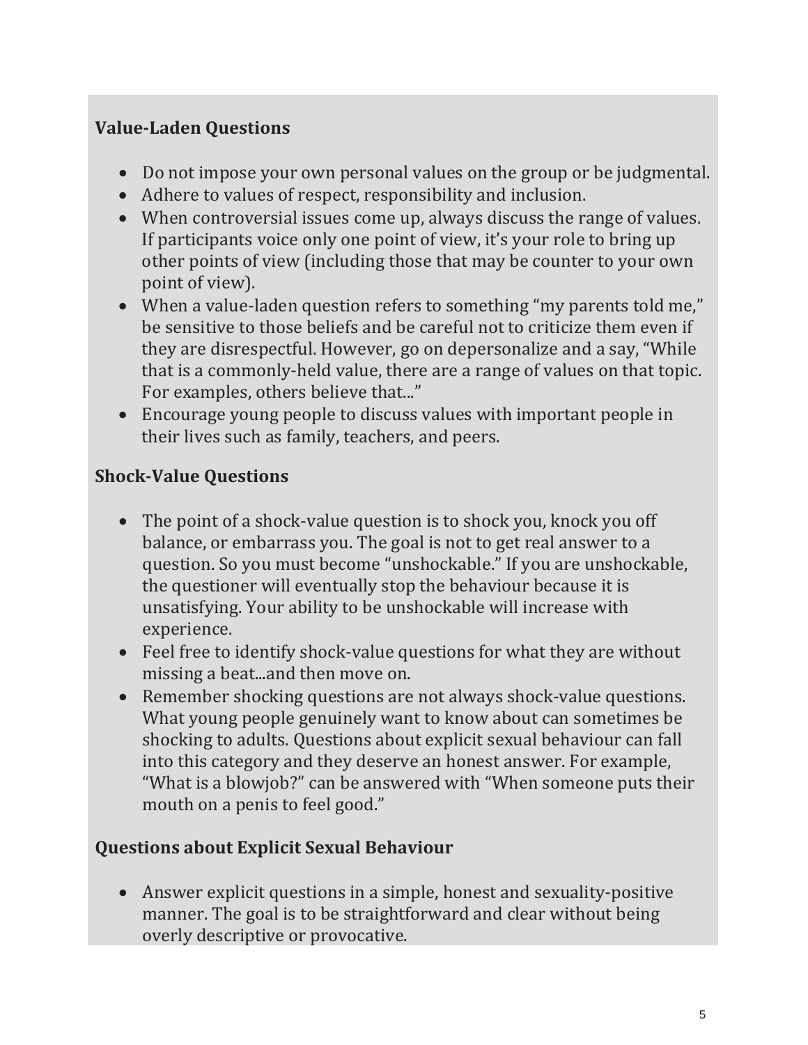**Value-Laden Questions**

- Do not impose your own personal values on the group or be judgmental.
- Adhere to values of respect, responsibility and inclusion.
- When controversial issues come up, always discuss the range of values. If participants voice only one point of view, it's your role to bring up other points of view (including those that may be counter to your own point of view).
- When a value-laden question refers to something "my parents told me," be sensitive to those beliefs and be careful not to criticize them even if they are disrespectful. However, go on depersonalize and a say, "While that is a commonly-held value, there are a range of values on that topic. For examples, others believe that..."
- Encourage young people to discuss values with important people in their lives such as family, teachers, and peers.

**Shock-Value Questions**

- The point of a shock-value question is to shock you, knock you off balance, or embarrass you. The goal is not to get real answer to a question. So you must become "unshockable." If you are unshockable, the questioner will eventually stop the behaviour because it is unsatisfying. Your ability to be unshockable will increase with experience.
- Feel free to identify shock-value questions for what they are without missing a beat...and then move on.
- Remember shocking questions are not always shock-value questions. What young people genuinely want to know about can sometimes be shocking to adults. Questions about explicit sexual behaviour can fall into this category and they deserve an honest answer. For example, "What is a blowjob?" can be answered with "When someone puts their mouth on a penis to feel good."

**Questions about Explicit Sexual Behaviour**

- Answer explicit questions in a simple, honest and sexuality-positive manner. The goal is to be straightforward and clear without being overly descriptive or provocative.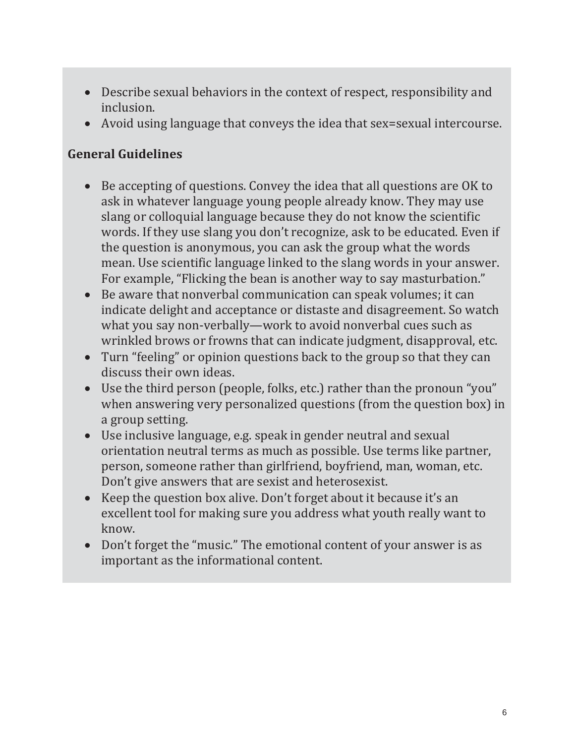- Describe sexual behaviors in the context of respect, responsibility and inclusion.
- Avoid using language that conveys the idea that sex=sexual intercourse.

**General Guidelines**

- Be accepting of questions. Convey the idea that all questions are OK to ask in whatever language young people already know. They may use slang or colloquial language because they do not know the scientific words. If they use slang you don't recognize, ask to be educated. Even if the question is anonymous, you can ask the group what the words mean. Use scientific language linked to the slang words in your answer. For example, "Flicking the bean is another way to say masturbation."
- Be aware that nonverbal communication can speak volumes; it can indicate delight and acceptance or distaste and disagreement. So watch what you say non-verbally—work to avoid nonverbal cues such as wrinkled brows or frowns that can indicate judgment, disapproval, etc.
- Turn "feeling" or opinion questions back to the group so that they can discuss their own ideas.
- Use the third person (people, folks, etc.) rather than the pronoun "you" when answering very personalized questions (from the question box) in a group setting.
- Use inclusive language, e.g. speak in gender neutral and sexual orientation neutral terms as much as possible. Use terms like partner, person, someone rather than girlfriend, boyfriend, man, woman, etc. Don't give answers that are sexist and heterosexist.
- Keep the question box alive. Don't forget about it because it's an excellent tool for making sure you address what youth really want to know.
- Don't forget the "music." The emotional content of your answer is as important as the informational content.